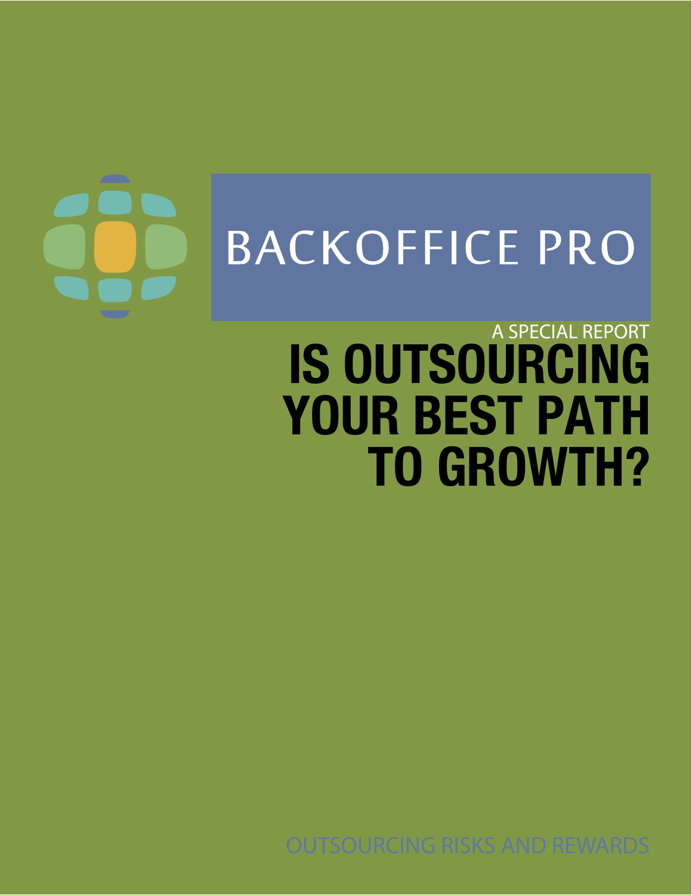BACKOFFICE PRO

A SPECIAL REPORT

# IS OUTSOURCING YOUR BEST PATH TO GROWTH?

OUTSOURCING RISKS AND REWARDS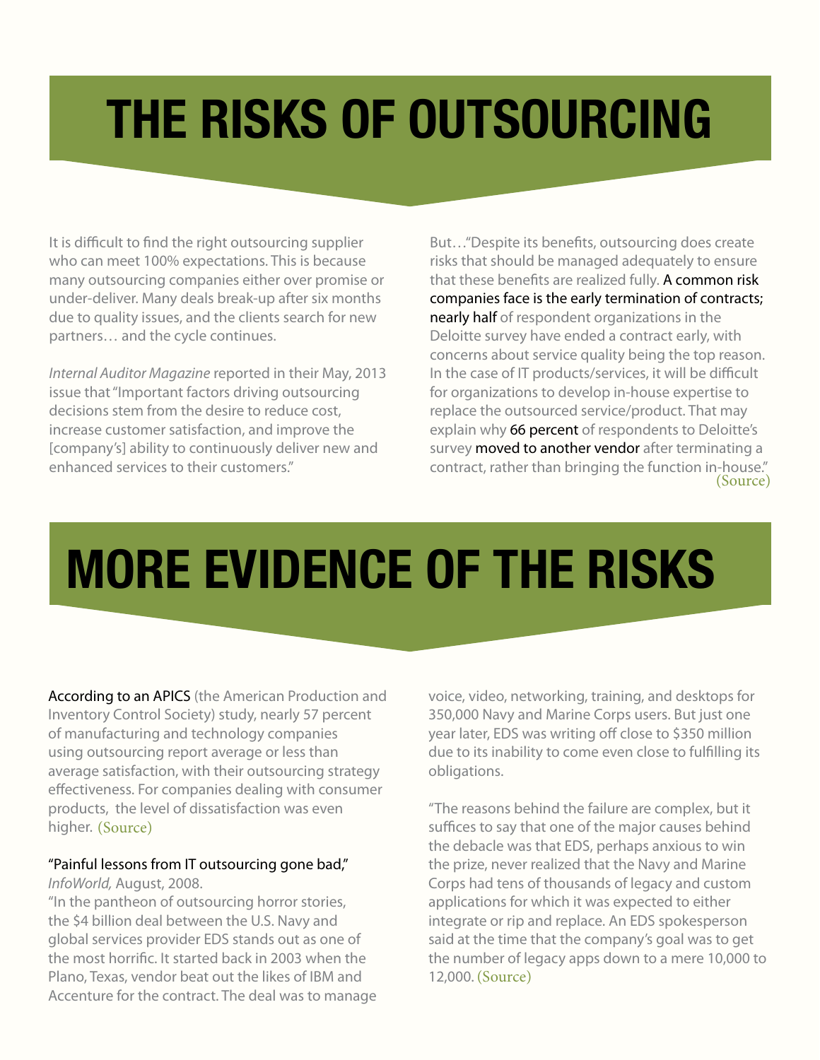# THE RISKS OF OUTSOURCING

It is difficult to find the right outsourcing supplier who can meet 100% expectations. This is because many outsourcing companies either over promise or under-deliver. Many deals break-up after six months due to quality issues, and the clients search for new partners… and the cycle continues.

*Internal Auditor Magazine* reported in their May, 2013 issue that "Important factors driving outsourcing decisions stem from the desire to reduce cost, increase customer satisfaction, and improve the [company's] ability to continuously deliver new and enhanced services to their customers."

But…"Despite its benefits, outsourcing does create risks that should be managed adequately to ensure that these benefits are realized fully. A common risk companies face is the early termination of contracts; nearly half of respondent organizations in the Deloitte survey have ended a contract early, with concerns about service quality being the top reason. In the case of IT products/services, it will be difficult for organizations to develop in-house expertise to replace the outsourced service/product. That may explain why 66 percent of respondents to Deloitte's survey moved to another vendor after terminating a contract, rather than bringing the function in-house." (Source)

# MORE EVIDENCE OF THE RISKS

According to an APICS (the American Production and Inventory Control Society) study, nearly 57 percent of manufacturing and technology companies using outsourcing report average or less than average satisfaction, with their outsourcing strategy effectiveness. For companies dealing with consumer products, the level of dissatisfaction was even higher. (Source)

"Painful lessons from IT outsourcing gone bad,"
*InfoWorld,* August, 2008.
"In the pantheon of outsourcing horror stories, the $4 billion deal between the U.S. Navy and global services provider EDS stands out as one of the most horrific. It started back in 2003 when the Plano, Texas, vendor beat out the likes of IBM and Accenture for the contract. The deal was to manage voice, video, networking, training, and desktops for 350,000 Navy and Marine Corps users. But just one year later, EDS was writing off close to $350 million due to its inability to come even close to fulfilling its obligations.

"The reasons behind the failure are complex, but it suffices to say that one of the major causes behind the debacle was that EDS, perhaps anxious to win the prize, never realized that the Navy and Marine Corps had tens of thousands of legacy and custom applications for which it was expected to either integrate or rip and replace. An EDS spokesperson said at the time that the company's goal was to get the number of legacy apps down to a mere 10,000 to 12,000. (Source)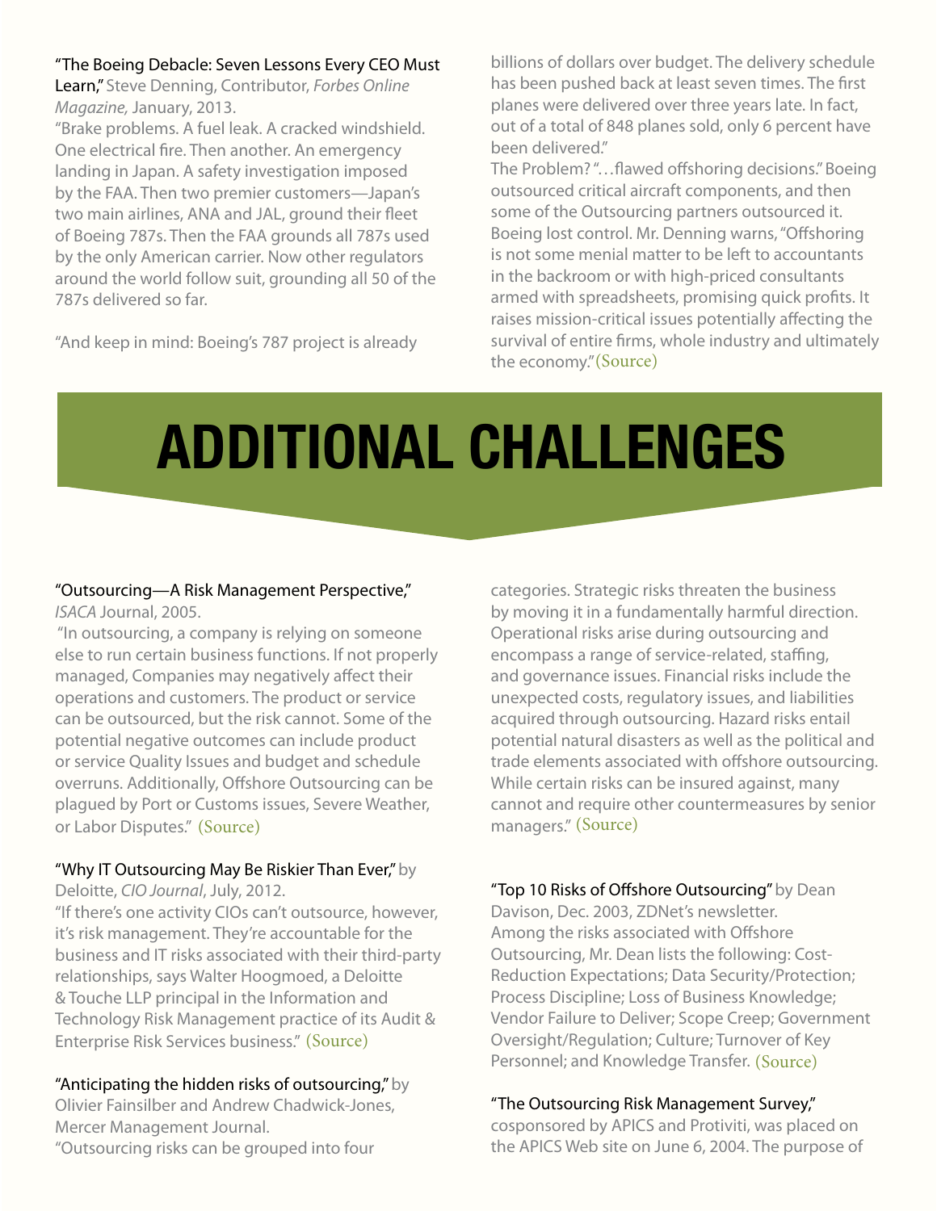"The Boeing Debacle: Seven Lessons Every CEO Must Learn," Steve Denning, Contributor, *Forbes Online Magazine,* January, 2013.

"Brake problems. A fuel leak. A cracked windshield. One electrical fire. Then another. An emergency landing in Japan. A safety investigation imposed by the FAA. Then two premier customers—Japan's two main airlines, ANA and JAL, ground their fleet of Boeing 787s. Then the FAA grounds all 787s used by the only American carrier. Now other regulators around the world follow suit, grounding all 50 of the 787s delivered so far.

"And keep in mind: Boeing's 787 project is already billions of dollars over budget. The delivery schedule has been pushed back at least seven times. The first planes were delivered over three years late. In fact, out of a total of 848 planes sold, only 6 percent have been delivered."

The Problem? "…flawed offshoring decisions." Boeing outsourced critical aircraft components, and then some of the Outsourcing partners outsourced it. Boeing lost control. Mr. Denning warns, "Offshoring is not some menial matter to be left to accountants in the backroom or with high-priced consultants armed with spreadsheets, promising quick profits. It raises mission-critical issues potentially affecting the survival of entire firms, whole industry and ultimately the economy." (Source)

# ADDITIONAL CHALLENGES

"Outsourcing—A Risk Management Perspective," *ISACA* Journal, 2005.

"In outsourcing, a company is relying on someone else to run certain business functions. If not properly managed, Companies may negatively affect their operations and customers. The product or service can be outsourced, but the risk cannot. Some of the potential negative outcomes can include product or service Quality Issues and budget and schedule overruns. Additionally, Offshore Outsourcing can be plagued by Port or Customs issues, Severe Weather, or Labor Disputes." (Source)

"Why IT Outsourcing May Be Riskier Than Ever," by Deloitte, *CIO Journal*, July, 2012.

"If there's one activity CIOs can't outsource, however, it's risk management. They're accountable for the business and IT risks associated with their third-party relationships, says Walter Hoogmoed, a Deloitte & Touche LLP principal in the Information and Technology Risk Management practice of its Audit & Enterprise Risk Services business." (Source)

"Anticipating the hidden risks of outsourcing," by Olivier Fainsilber and Andrew Chadwick-Jones, Mercer Management Journal.

"Outsourcing risks can be grouped into four categories. Strategic risks threaten the business by moving it in a fundamentally harmful direction. Operational risks arise during outsourcing and encompass a range of service-related, staffing, and governance issues. Financial risks include the unexpected costs, regulatory issues, and liabilities acquired through outsourcing. Hazard risks entail potential natural disasters as well as the political and trade elements associated with offshore outsourcing. While certain risks can be insured against, many cannot and require other countermeasures by senior managers." (Source)

"Top 10 Risks of Offshore Outsourcing" by Dean Davison, Dec. 2003, ZDNet's newsletter.

Among the risks associated with Offshore Outsourcing, Mr. Dean lists the following: Cost-Reduction Expectations; Data Security/Protection; Process Discipline; Loss of Business Knowledge; Vendor Failure to Deliver; Scope Creep; Government Oversight/Regulation; Culture; Turnover of Key Personnel; and Knowledge Transfer. (Source)

"The Outsourcing Risk Management Survey," cosponsored by APICS and Protiviti, was placed on the APICS Web site on June 6, 2004. The purpose of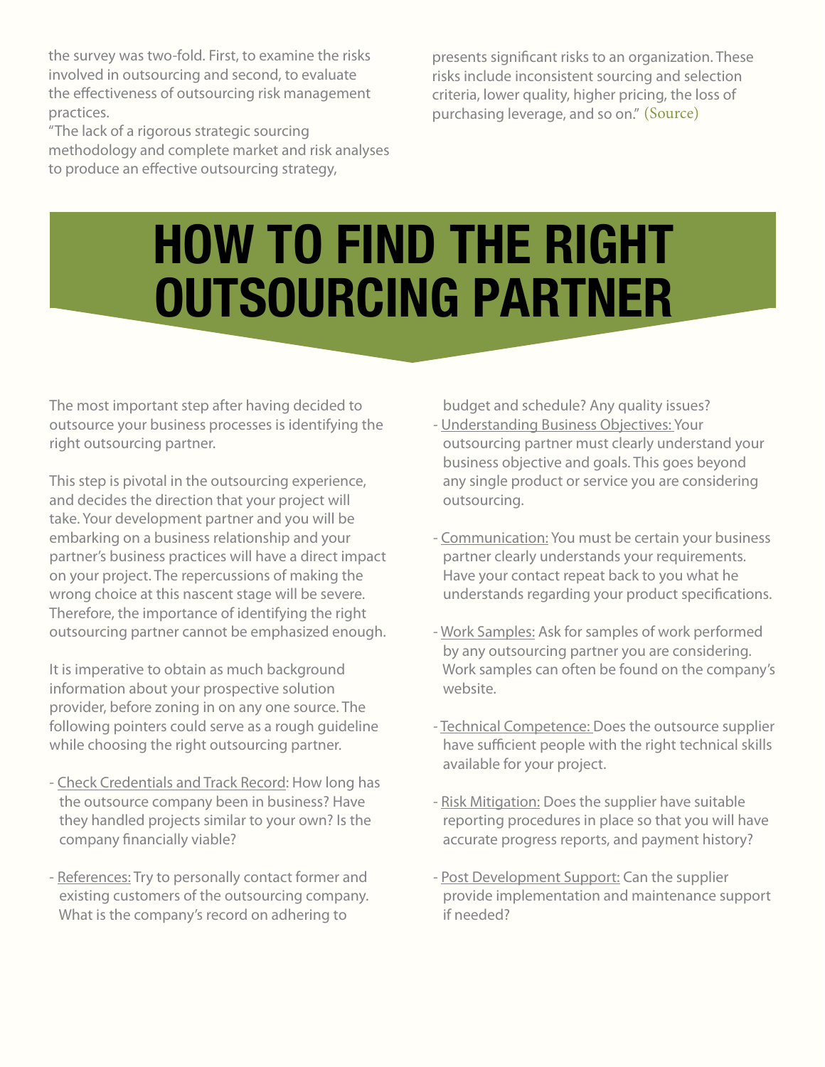the survey was two-fold. First, to examine the risks involved in outsourcing and second, to evaluate the effectiveness of outsourcing risk management practices.

"The lack of a rigorous strategic sourcing methodology and complete market and risk analyses to produce an effective outsourcing strategy, presents significant risks to an organization. These risks include inconsistent sourcing and selection criteria, lower quality, higher pricing, the loss of purchasing leverage, and so on." (Source)

# HOW TO FIND THE RIGHT OUTSOURCING PARTNER

The most important step after having decided to outsource your business processes is identifying the right outsourcing partner.

This step is pivotal in the outsourcing experience, and decides the direction that your project will take. Your development partner and you will be embarking on a business relationship and your partner's business practices will have a direct impact on your project. The repercussions of making the wrong choice at this nascent stage will be severe. Therefore, the importance of identifying the right outsourcing partner cannot be emphasized enough.

It is imperative to obtain as much background information about your prospective solution provider, before zoning in on any one source. The following pointers could serve as a rough guideline while choosing the right outsourcing partner.

- Check Credentials and Track Record: How long has the outsource company been in business? Have they handled projects similar to your own? Is the company financially viable?

- References: Try to personally contact former and existing customers of the outsourcing company. What is the company's record on adhering to budget and schedule? Any quality issues?
- Understanding Business Objectives: Your outsourcing partner must clearly understand your business objective and goals. This goes beyond any single product or service you are considering outsourcing.

- Communication: You must be certain your business partner clearly understands your requirements. Have your contact repeat back to you what he understands regarding your product specifications.

- Work Samples: Ask for samples of work performed by any outsourcing partner you are considering. Work samples can often be found on the company's website.

- Technical Competence: Does the outsource supplier have sufficient people with the right technical skills available for your project.

- Risk Mitigation: Does the supplier have suitable reporting procedures in place so that you will have accurate progress reports, and payment history?

- Post Development Support: Can the supplier provide implementation and maintenance support if needed?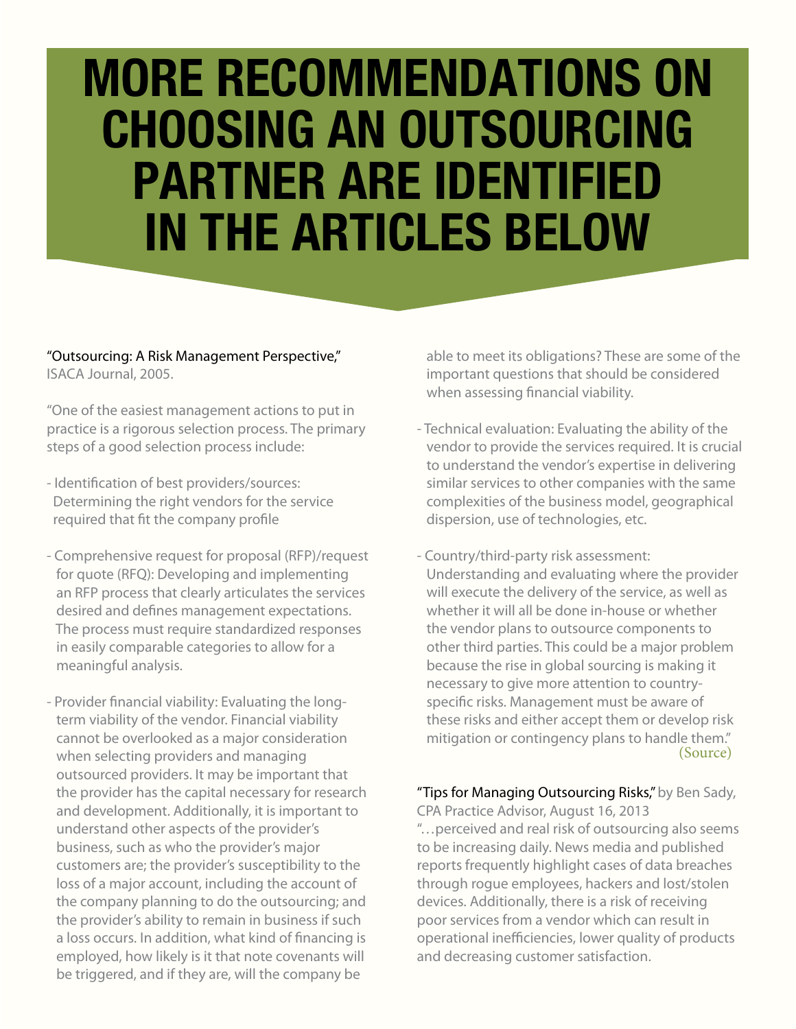# MORE RECOMMENDATIONS ON CHOOSING AN OUTSOURCING PARTNER ARE IDENTIFIED IN THE ARTICLES BELOW

"Outsourcing: A Risk Management Perspective," ISACA Journal, 2005.

"One of the easiest management actions to put in practice is a rigorous selection process. The primary steps of a good selection process include:

- Identification of best providers/sources: Determining the right vendors for the service required that fit the company profile
- Comprehensive request for proposal (RFP)/request for quote (RFQ): Developing and implementing an RFP process that clearly articulates the services desired and defines management expectations. The process must require standardized responses in easily comparable categories to allow for a meaningful analysis.
- Provider financial viability: Evaluating the long-term viability of the vendor. Financial viability cannot be overlooked as a major consideration when selecting providers and managing outsourced providers. It may be important that the provider has the capital necessary for research and development. Additionally, it is important to understand other aspects of the provider's business, such as who the provider's major customers are; the provider's susceptibility to the loss of a major account, including the account of the company planning to do the outsourcing; and the provider's ability to remain in business if such a loss occurs. In addition, what kind of financing is employed, how likely is it that note covenants will be triggered, and if they are, will the company be able to meet its obligations? These are some of the important questions that should be considered when assessing financial viability.
- Technical evaluation: Evaluating the ability of the vendor to provide the services required. It is crucial to understand the vendor's expertise in delivering similar services to other companies with the same complexities of the business model, geographical dispersion, use of technologies, etc.
- Country/third-party risk assessment: Understanding and evaluating where the provider will execute the delivery of the service, as well as whether it will all be done in-house or whether the vendor plans to outsource components to other third parties. This could be a major problem because the rise in global sourcing is making it necessary to give more attention to country-specific risks. Management must be aware of these risks and either accept them or develop risk mitigation or contingency plans to handle them."

(Source)

"Tips for Managing Outsourcing Risks," by Ben Sady, CPA Practice Advisor, August 16, 2013

"…perceived and real risk of outsourcing also seems to be increasing daily. News media and published reports frequently highlight cases of data breaches through rogue employees, hackers and lost/stolen devices. Additionally, there is a risk of receiving poor services from a vendor which can result in operational inefficiencies, lower quality of products and decreasing customer satisfaction.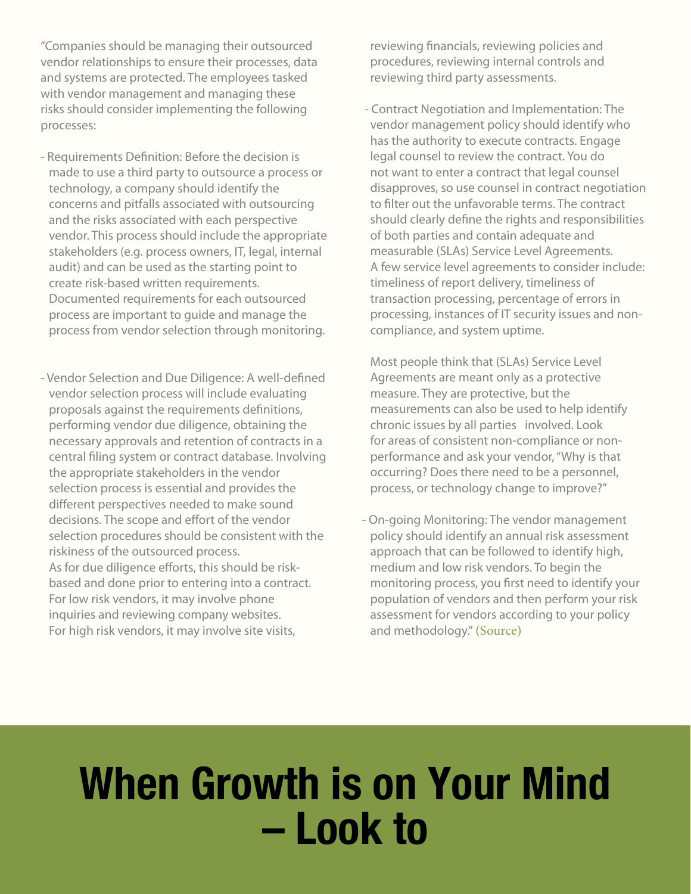"Companies should be managing their outsourced vendor relationships to ensure their processes, data and systems are protected. The employees tasked with vendor management and managing these risks should consider implementing the following processes:

- Requirements Definition: Before the decision is made to use a third party to outsource a process or technology, a company should identify the concerns and pitfalls associated with outsourcing and the risks associated with each perspective vendor. This process should include the appropriate stakeholders (e.g. process owners, IT, legal, internal audit) and can be used as the starting point to create risk-based written requirements. Documented requirements for each outsourced process are important to guide and manage the process from vendor selection through monitoring.

- Vendor Selection and Due Diligence: A well-defined vendor selection process will include evaluating proposals against the requirements definitions, performing vendor due diligence, obtaining the necessary approvals and retention of contracts in a central filing system or contract database. Involving the appropriate stakeholders in the vendor selection process is essential and provides the different perspectives needed to make sound decisions. The scope and effort of the vendor selection procedures should be consistent with the riskiness of the outsourced process.
  As for due diligence efforts, this should be risk-based and done prior to entering into a contract. For low risk vendors, it may involve phone inquiries and reviewing company websites. For high risk vendors, it may involve site visits, reviewing financials, reviewing policies and procedures, reviewing internal controls and reviewing third party assessments.

- Contract Negotiation and Implementation: The vendor management policy should identify who has the authority to execute contracts. Engage legal counsel to review the contract. You do not want to enter a contract that legal counsel disapproves, so use counsel in contract negotiation to filter out the unfavorable terms. The contract should clearly define the rights and responsibilities of both parties and contain adequate and measurable (SLAs) Service Level Agreements. A few service level agreements to consider include: timeliness of report delivery, timeliness of transaction processing, percentage of errors in processing, instances of IT security issues and non-compliance, and system uptime.

  Most people think that (SLAs) Service Level Agreements are meant only as a protective measure. They are protective, but the measurements can also be used to help identify chronic issues by all parties involved. Look for areas of consistent non-compliance or non-performance and ask your vendor, "Why is that occurring? Does there need to be a personnel, process, or technology change to improve?"

- On-going Monitoring: The vendor management policy should identify an annual risk assessment approach that can be followed to identify high, medium and low risk vendors. To begin the monitoring process, you first need to identify your population of vendors and then perform your risk assessment for vendors according to your policy and methodology." (Source)

# When Growth is on Your Mind – Look to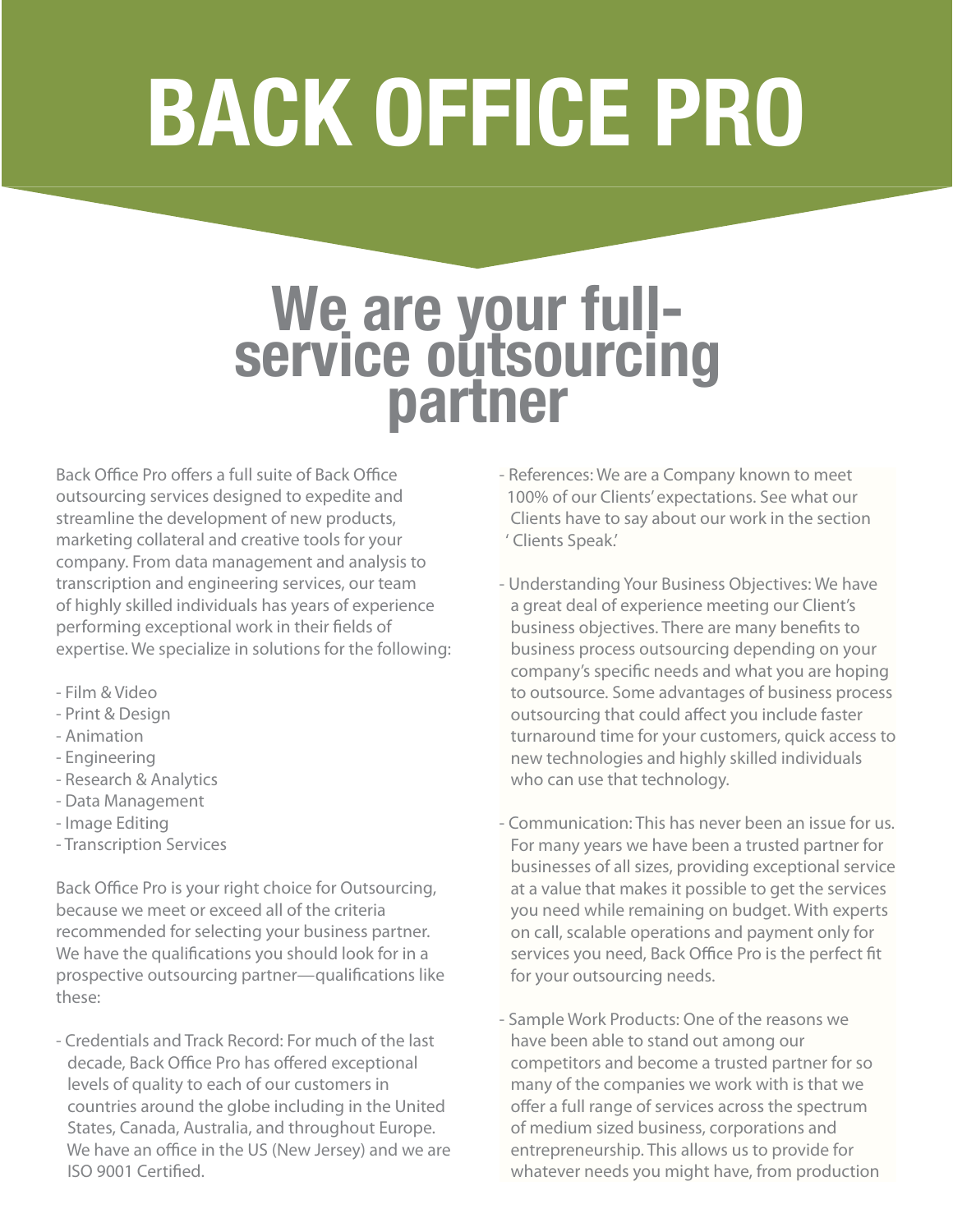# BACK OFFICE PRO

## We are your full-service outsourcing partner

Back Office Pro offers a full suite of Back Office outsourcing services designed to expedite and streamline the development of new products, marketing collateral and creative tools for your company. From data management and analysis to transcription and engineering services, our team of highly skilled individuals has years of experience performing exceptional work in their fields of expertise. We specialize in solutions for the following:

- Film & Video
- Print & Design
- Animation
- Engineering
- Research & Analytics
- Data Management
- Image Editing
- Transcription Services

Back Office Pro is your right choice for Outsourcing, because we meet or exceed all of the criteria recommended for selecting your business partner. We have the qualifications you should look for in a prospective outsourcing partner—qualifications like these:

- Credentials and Track Record: For much of the last decade, Back Office Pro has offered exceptional levels of quality to each of our customers in countries around the globe including in the United States, Canada, Australia, and throughout Europe. We have an office in the US (New Jersey) and we are ISO 9001 Certified.

- References: We are a Company known to meet 100% of our Clients' expectations. See what our Clients have to say about our work in the section ' Clients Speak.'

- Understanding Your Business Objectives: We have a great deal of experience meeting our Client's business objectives. There are many benefits to business process outsourcing depending on your company's specific needs and what you are hoping to outsource. Some advantages of business process outsourcing that could affect you include faster turnaround time for your customers, quick access to new technologies and highly skilled individuals who can use that technology.

- Communication: This has never been an issue for us. For many years we have been a trusted partner for businesses of all sizes, providing exceptional service at a value that makes it possible to get the services you need while remaining on budget. With experts on call, scalable operations and payment only for services you need, Back Office Pro is the perfect fit for your outsourcing needs.

- Sample Work Products: One of the reasons we have been able to stand out among our competitors and become a trusted partner for so many of the companies we work with is that we offer a full range of services across the spectrum of medium sized business, corporations and entrepreneurship. This allows us to provide for whatever needs you might have, from production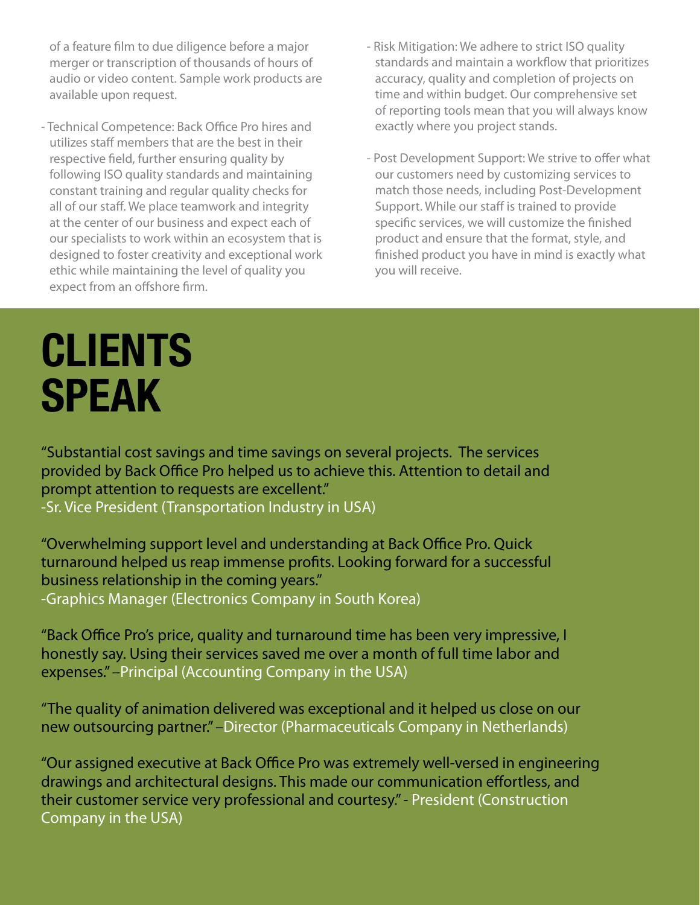of a feature film to due diligence before a major merger or transcription of thousands of hours of audio or video content. Sample work products are available upon request.

- Technical Competence: Back Office Pro hires and utilizes staff members that are the best in their respective field, further ensuring quality by following ISO quality standards and maintaining constant training and regular quality checks for all of our staff. We place teamwork and integrity at the center of our business and expect each of our specialists to work within an ecosystem that is designed to foster creativity and exceptional work ethic while maintaining the level of quality you expect from an offshore firm.

- Risk Mitigation: We adhere to strict ISO quality standards and maintain a workflow that prioritizes accuracy, quality and completion of projects on time and within budget. Our comprehensive set of reporting tools mean that you will always know exactly where you project stands.

- Post Development Support: We strive to offer what our customers need by customizing services to match those needs, including Post-Development Support. While our staff is trained to provide specific services, we will customize the finished product and ensure that the format, style, and finished product you have in mind is exactly what you will receive.

# CLIENTS SPEAK

"Substantial cost savings and time savings on several projects. The services provided by Back Office Pro helped us to achieve this. Attention to detail and prompt attention to requests are excellent."
-Sr. Vice President (Transportation Industry in USA)

"Overwhelming support level and understanding at Back Office Pro. Quick turnaround helped us reap immense profits. Looking forward for a successful business relationship in the coming years."
-Graphics Manager (Electronics Company in South Korea)

"Back Office Pro's price, quality and turnaround time has been very impressive, I honestly say. Using their services saved me over a month of full time labor and expenses." –Principal (Accounting Company in the USA)

"The quality of animation delivered was exceptional and it helped us close on our new outsourcing partner." –Director (Pharmaceuticals Company in Netherlands)

"Our assigned executive at Back Office Pro was extremely well-versed in engineering drawings and architectural designs. This made our communication effortless, and their customer service very professional and courtesy." - President (Construction Company in the USA)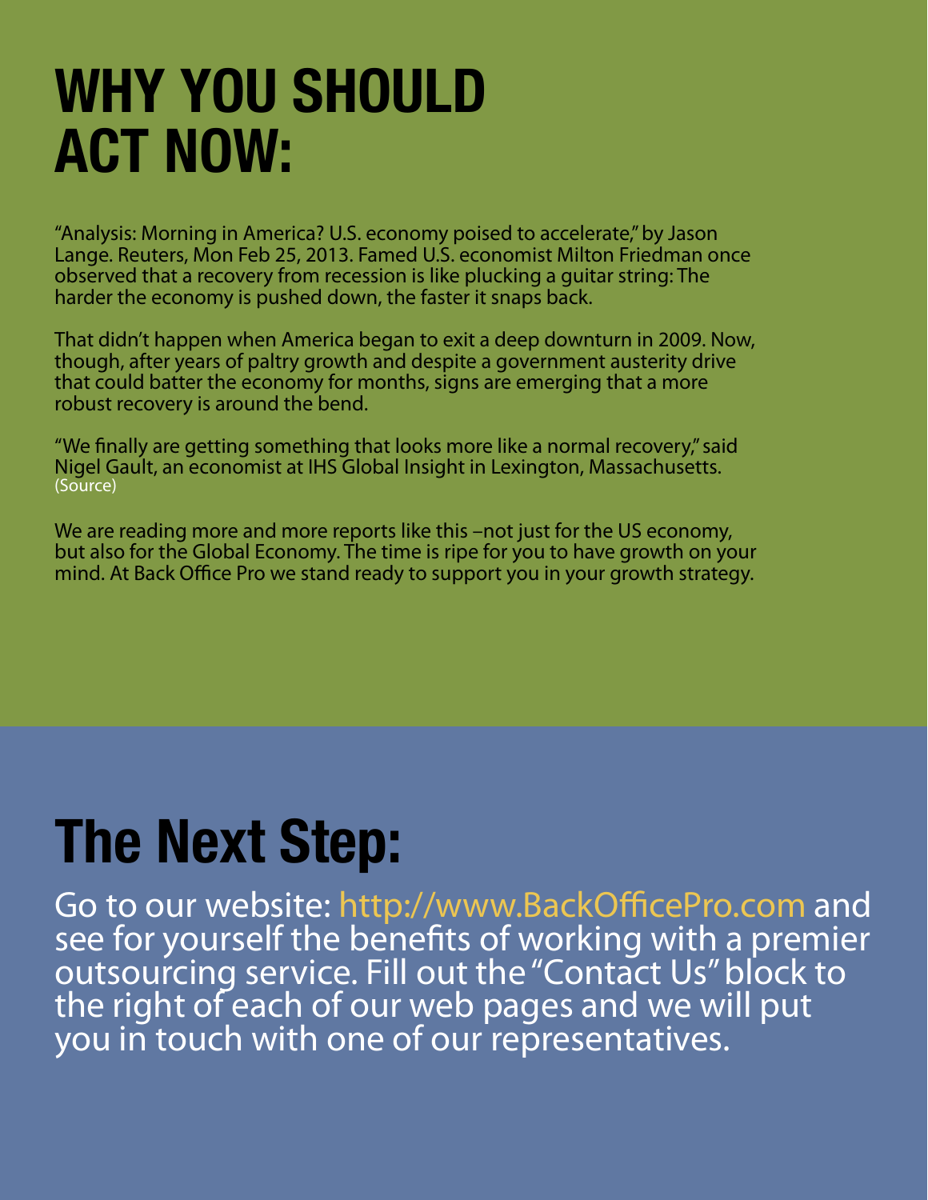# WHY YOU SHOULD ACT NOW:

"Analysis: Morning in America? U.S. economy poised to accelerate," by Jason Lange. Reuters, Mon Feb 25, 2013. Famed U.S. economist Milton Friedman once observed that a recovery from recession is like plucking a guitar string: The harder the economy is pushed down, the faster it snaps back.

That didn't happen when America began to exit a deep downturn in 2009. Now, though, after years of paltry growth and despite a government austerity drive that could batter the economy for months, signs are emerging that a more robust recovery is around the bend.

"We finally are getting something that looks more like a normal recovery," said Nigel Gault, an economist at IHS Global Insight in Lexington, Massachusetts. (Source)

We are reading more and more reports like this –not just for the US economy, but also for the Global Economy. The time is ripe for you to have growth on your mind. At Back Office Pro we stand ready to support you in your growth strategy.

# The Next Step:

Go to our website: http://www.BackOfficePro.com and see for yourself the benefits of working with a premier outsourcing service. Fill out the "Contact Us" block to the right of each of our web pages and we will put you in touch with one of our representatives.